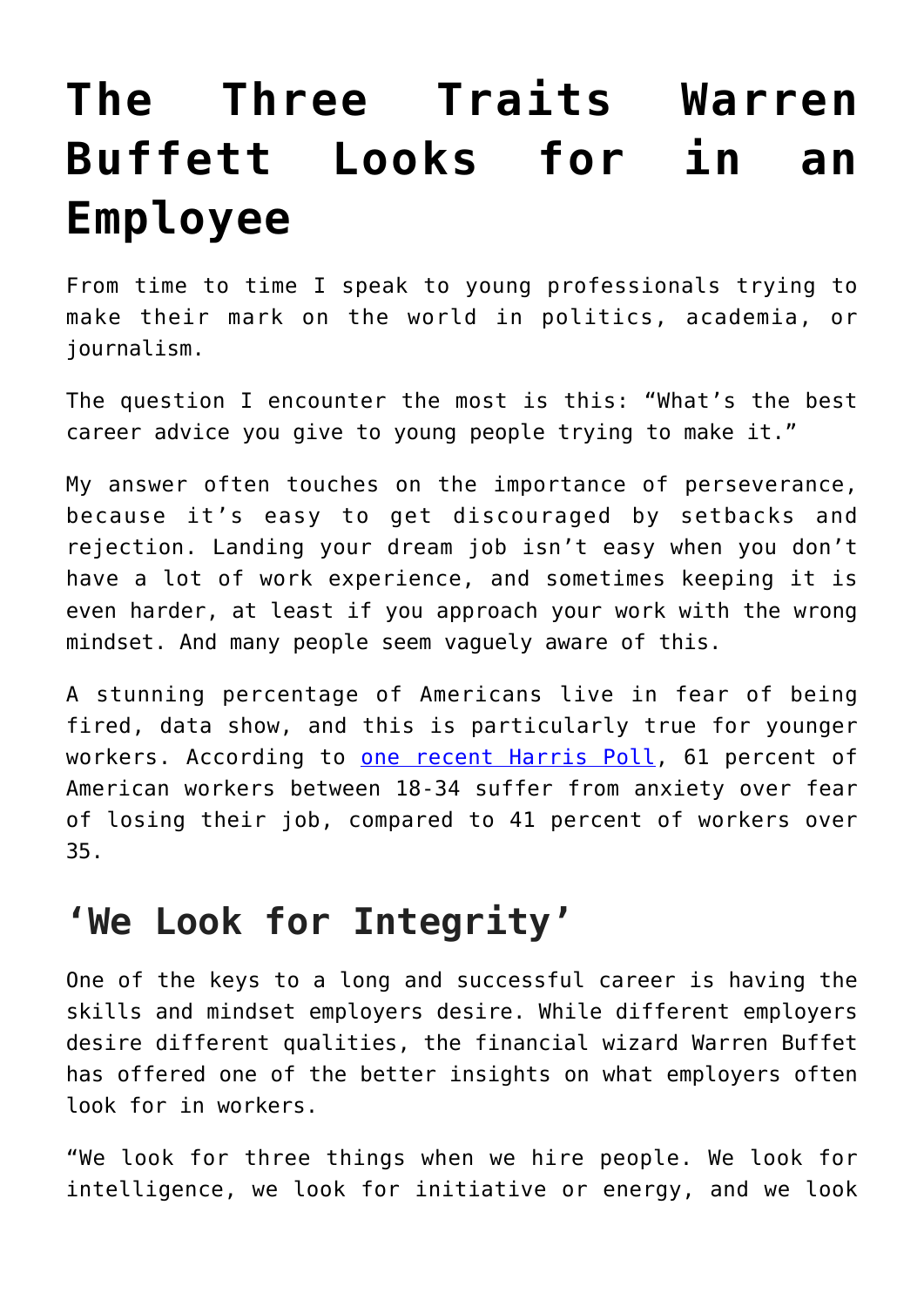# The Three Traits Warren Buffett Looks for in an Employee

From time to time I speak to young professionals trying to make their mark on the world in politics, academia, or journalism.

The question I encounter the most is this: "What's the best career advice you give to young people trying to make it."

My answer often touches on the importance of perseverance, because it's easy to get discouraged by setbacks and rejection. Landing your dream job isn't easy when you don't have a lot of work experience, and sometimes keeping it is even harder, at least if you approach your work with the wrong mindset. And many people seem vaguely aware of this.

A stunning percentage of Americans live in fear of being fired, data show, and this is particularly true for younger workers. According to [one recent Harris Poll](), 61 percent of American workers between 18-34 suffer from anxiety over fear of losing their job, compared to 41 percent of workers over 35.

## 'We Look for Integrity'

One of the keys to a long and successful career is having the skills and mindset employers desire. While different employers desire different qualities, the financial wizard Warren Buffet has offered one of the better insights on what employers often look for in workers.

"We look for three things when we hire people. We look for intelligence, we look for initiative or energy, and we look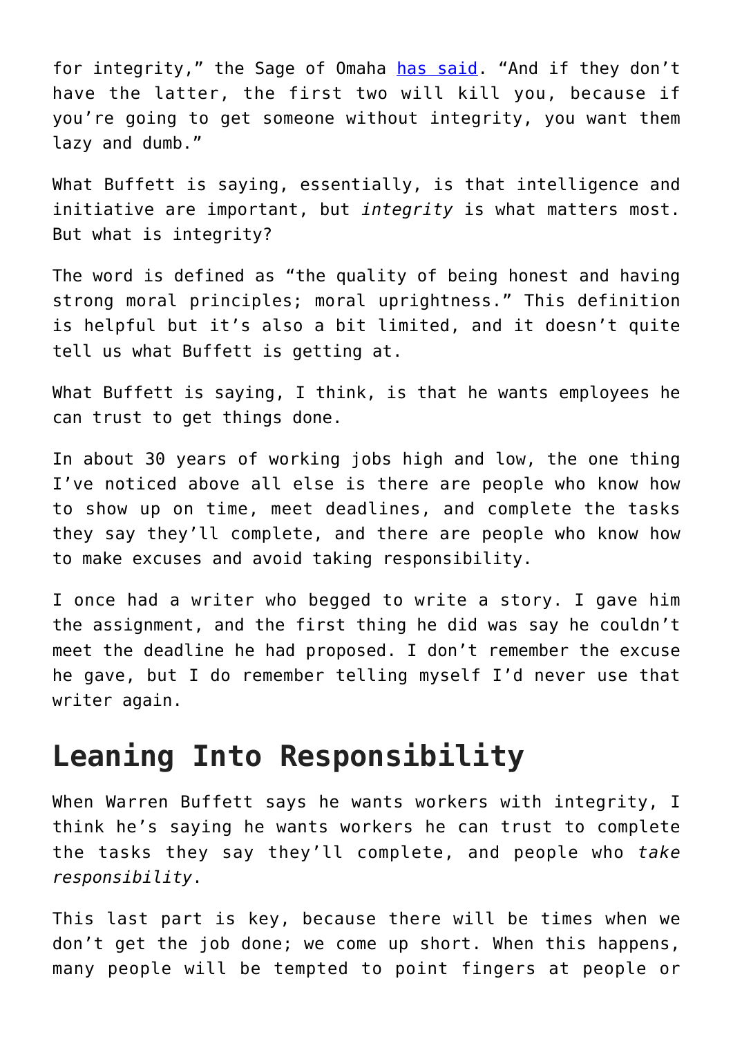for integrity," the Sage of Omaha [has said](). "And if they don't have the latter, the first two will kill you, because if you're going to get someone without integrity, you want them lazy and dumb."

What Buffett is saying, essentially, is that intelligence and initiative are important, but *integrity* is what matters most. But what is integrity?

The word is defined as "the quality of being honest and having strong moral principles; moral uprightness." This definition is helpful but it's also a bit limited, and it doesn't quite tell us what Buffett is getting at.

What Buffett is saying, I think, is that he wants employees he can trust to get things done.

In about 30 years of working jobs high and low, the one thing I've noticed above all else is there are people who know how to show up on time, meet deadlines, and complete the tasks they say they'll complete, and there are people who know how to make excuses and avoid taking responsibility.

I once had a writer who begged to write a story. I gave him the assignment, and the first thing he did was say he couldn't meet the deadline he had proposed. I don't remember the excuse he gave, but I do remember telling myself I'd never use that writer again.

## Leaning Into Responsibility

When Warren Buffett says he wants workers with integrity, I think he's saying he wants workers he can trust to complete the tasks they say they'll complete, and people who *take responsibility*.

This last part is key, because there will be times when we don't get the job done; we come up short. When this happens, many people will be tempted to point fingers at people or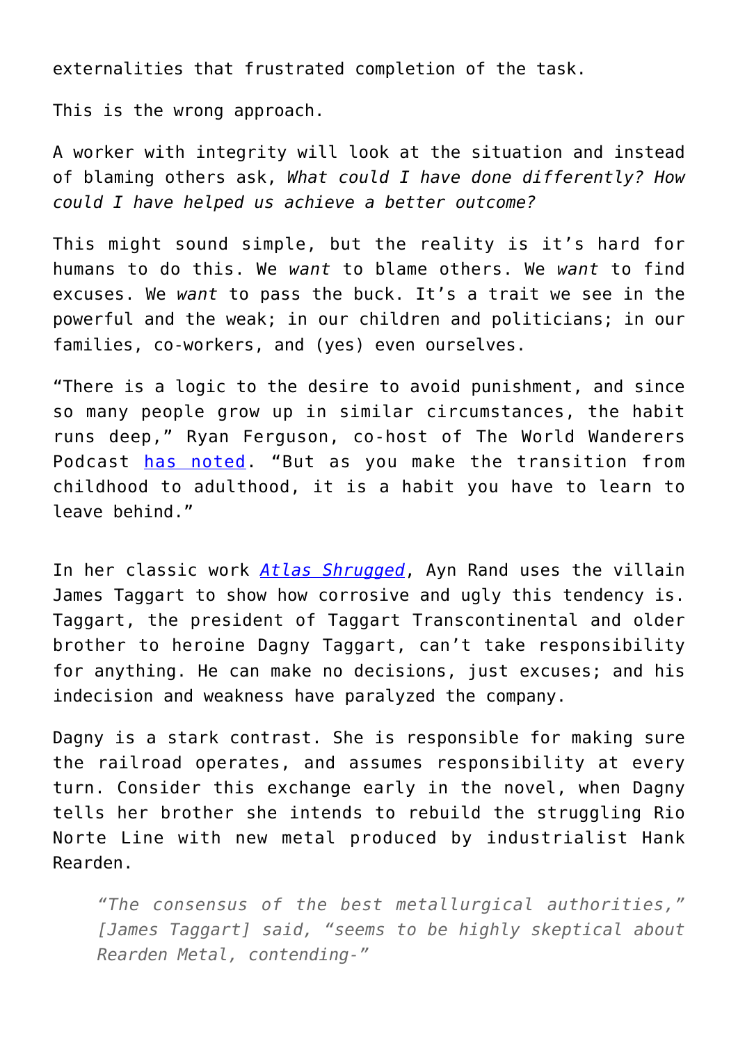externalities that frustrated completion of the task.

This is the wrong approach.

A worker with integrity will look at the situation and instead of blaming others ask, *What could I have done differently? How could I have helped us achieve a better outcome?*

This might sound simple, but the reality is it's hard for humans to do this. We *want* to blame others. We *want* to find excuses. We *want* to pass the buck. It's a trait we see in the powerful and the weak; in our children and politicians; in our families, co-workers, and (yes) even ourselves.

"There is a logic to the desire to avoid punishment, and since so many people grow up in similar circumstances, the habit runs deep," Ryan Ferguson, co-host of The World Wanderers Podcast has noted. "But as you make the transition from childhood to adulthood, it is a habit you have to learn to leave behind."

In her classic work *Atlas Shrugged*, Ayn Rand uses the villain James Taggart to show how corrosive and ugly this tendency is. Taggart, the president of Taggart Transcontinental and older brother to heroine Dagny Taggart, can't take responsibility for anything. He can make no decisions, just excuses; and his indecision and weakness have paralyzed the company.

Dagny is a stark contrast. She is responsible for making sure the railroad operates, and assumes responsibility at every turn. Consider this exchange early in the novel, when Dagny tells her brother she intends to rebuild the struggling Rio Norte Line with new metal produced by industrialist Hank Rearden.

> *"The consensus of the best metallurgical authorities," [James Taggart] said, "seems to be highly skeptical about Rearden Metal, contending-"*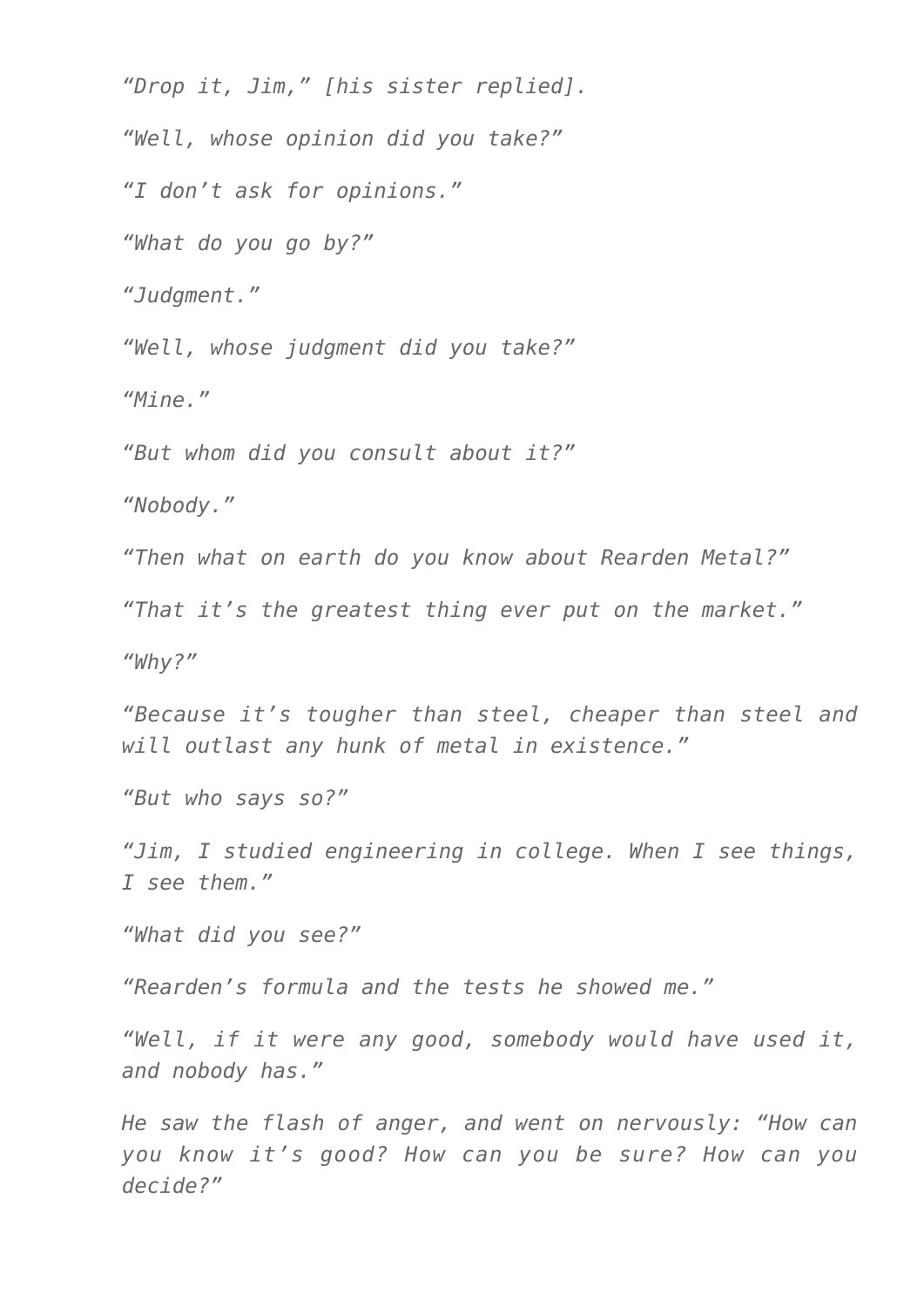*“Drop it, Jim,” [his sister replied].*

*“Well, whose opinion did you take?”*

*“I don’t ask for opinions.”*

*“What do you go by?”*

*“Judgment.”*

*“Well, whose judgment did you take?”*

*“Mine.”*

*“But whom did you consult about it?”*

*“Nobody.”*

*“Then what on earth do you know about Rearden Metal?”*

*“That it’s the greatest thing ever put on the market.”*

*“Why?”*

*“Because it’s tougher than steel, cheaper than steel and will outlast any hunk of metal in existence.”*

*“But who says so?”*

*“Jim, I studied engineering in college. When I see things, I see them.”*

*“What did you see?”*

*“Rearden’s formula and the tests he showed me.”*

*“Well, if it were any good, somebody would have used it, and nobody has.”*

*He saw the flash of anger, and went on nervously: “How can you know it’s good? How can you be sure? How can you decide?”*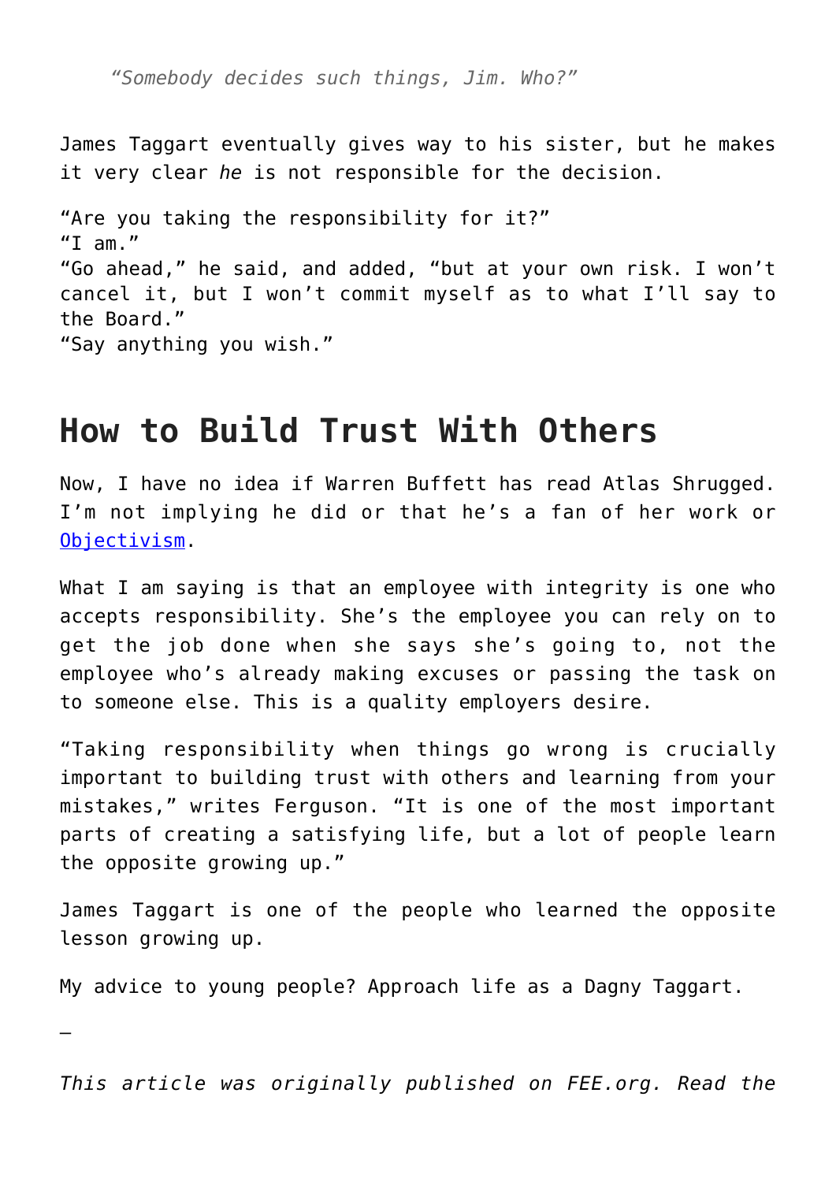*“Somebody decides such things, Jim. Who?”*

James Taggart eventually gives way to his sister, but he makes it very clear *he* is not responsible for the decision.

“Are you taking the responsibility for it?”
“I am.”
“Go ahead,” he said, and added, “but at your own risk. I won’t cancel it, but I won’t commit myself as to what I’ll say to the Board.”
“Say anything you wish.”

## How to Build Trust With Others

Now, I have no idea if Warren Buffett has read Atlas Shrugged. I’m not implying he did or that he’s a fan of her work or Objectivism.

What I am saying is that an employee with integrity is one who accepts responsibility. She’s the employee you can rely on to get the job done when she says she’s going to, not the employee who’s already making excuses or passing the task on to someone else. This is a quality employers desire.

“Taking responsibility when things go wrong is crucially important to building trust with others and learning from your mistakes,” writes Ferguson. “It is one of the most important parts of creating a satisfying life, but a lot of people learn the opposite growing up.”

James Taggart is one of the people who learned the opposite lesson growing up.

My advice to young people? Approach life as a Dagny Taggart.

—

*This article was originally published on FEE.org. Read the*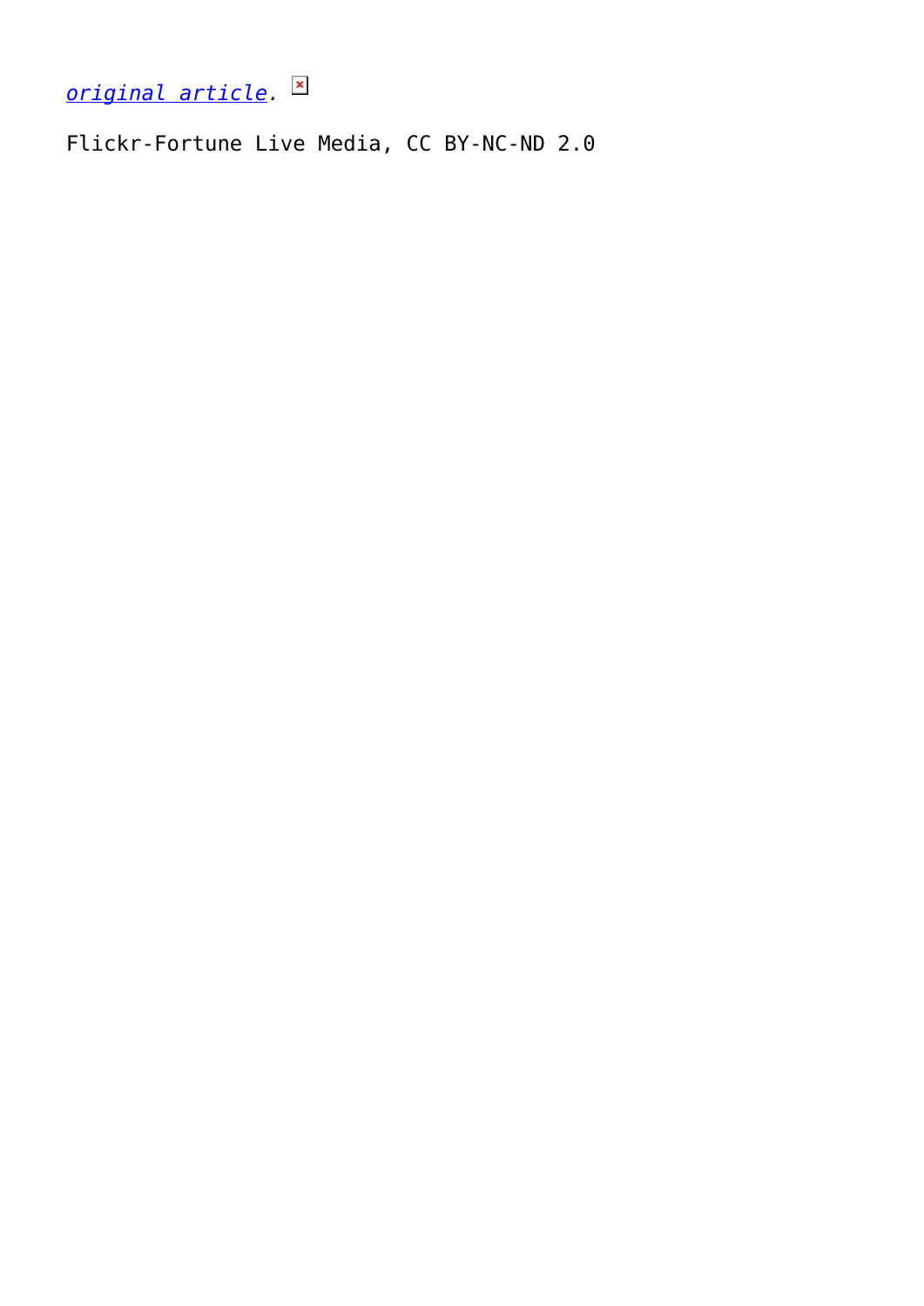*original article*.

Flickr-Fortune Live Media, CC BY-NC-ND 2.0